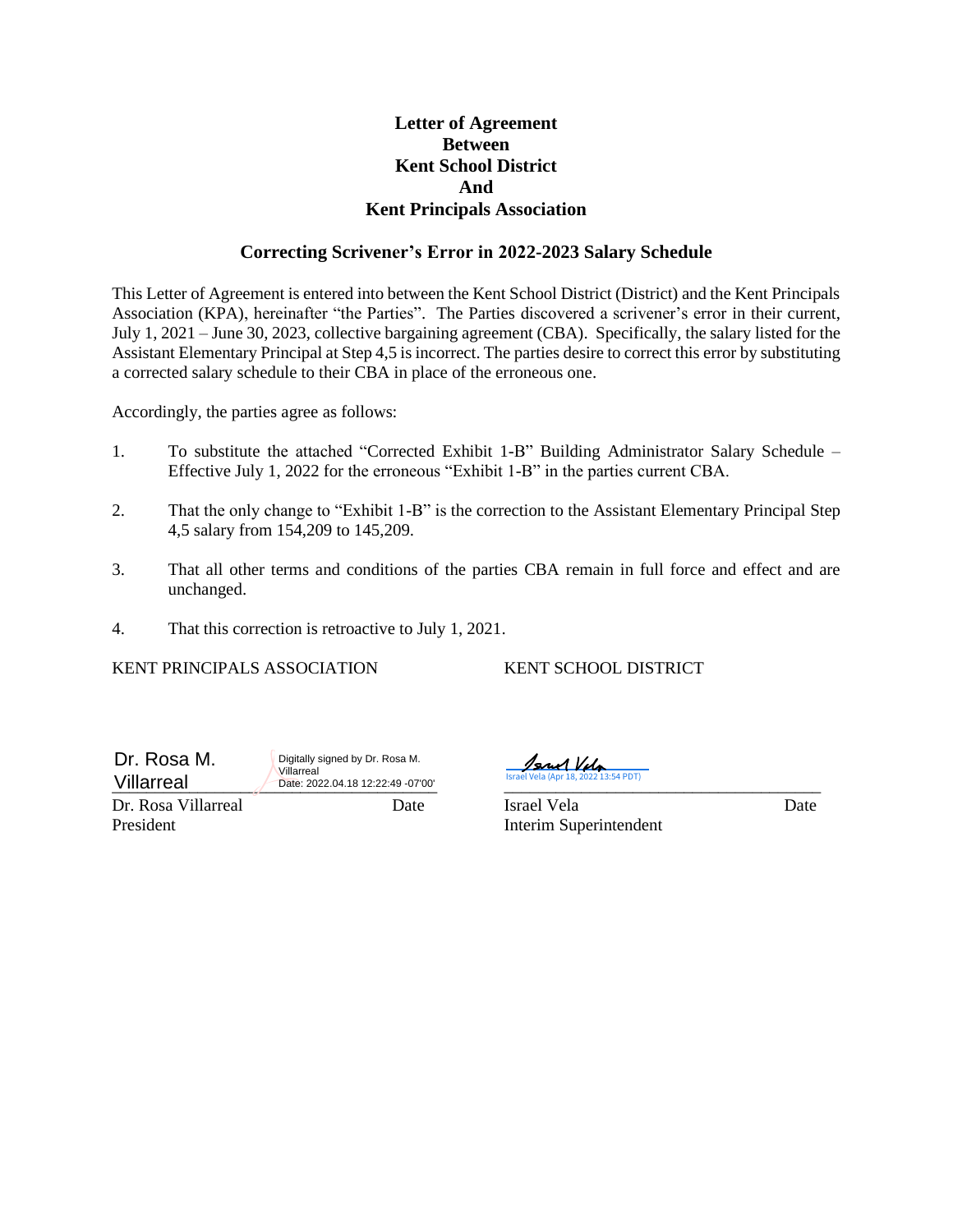# Letter of Agreement
# Between
# Kent School District
# And
# Kent Principals Association

## Correcting Scrivener's Error in 2022-2023 Salary Schedule

This Letter of Agreement is entered into between the Kent School District (District) and the Kent Principals Association (KPA), hereinafter "the Parties". The Parties discovered a scrivener's error in their current, July 1, 2021 – June 30, 2023, collective bargaining agreement (CBA). Specifically, the salary listed for the Assistant Elementary Principal at Step 4,5 is incorrect. The parties desire to correct this error by substituting a corrected salary schedule to their CBA in place of the erroneous one.

Accordingly, the parties agree as follows:

1. To substitute the attached "Corrected Exhibit 1-B" Building Administrator Salary Schedule – Effective July 1, 2022 for the erroneous "Exhibit 1-B" in the parties current CBA.

2. That the only change to "Exhibit 1-B" is the correction to the Assistant Elementary Principal Step 4,5 salary from 154,209 to 145,209.

3. That all other terms and conditions of the parties CBA remain in full force and effect and are unchanged.

4. That this correction is retroactive to July 1, 2021.

KENT PRINCIPALS ASSOCIATION

Dr. Rosa M. Villarreal
Digitally signed by Dr. Rosa M. Villarreal
Date: 2022.04.18 12:22:49 -07'00'

Dr. Rosa Villarreal — Date
President

KENT SCHOOL DISTRICT

Israel Vela
Israel Vela (Apr 18, 2022 13:54 PDT)

Israel Vela — Date
Interim Superintendent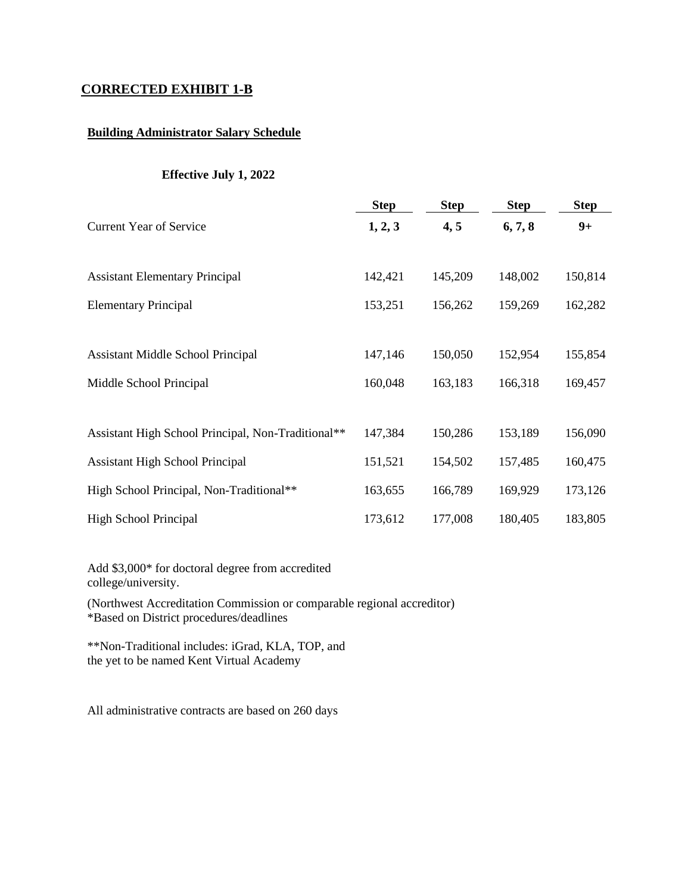## CORRECTED EXHIBIT 1-B

### Building Administrator Salary Schedule

**Effective July 1, 2022**

| Current Year of Service | Step 1, 2, 3 | Step 4, 5 | Step 6, 7, 8 | Step 9+ |
|---|---|---|---|---|
| Assistant Elementary Principal | 142,421 | 145,209 | 148,002 | 150,814 |
| Elementary Principal | 153,251 | 156,262 | 159,269 | 162,282 |
| Assistant Middle School Principal | 147,146 | 150,050 | 152,954 | 155,854 |
| Middle School Principal | 160,048 | 163,183 | 166,318 | 169,457 |
| Assistant High School Principal, Non-Traditional** | 147,384 | 150,286 | 153,189 | 156,090 |
| Assistant High School Principal | 151,521 | 154,502 | 157,485 | 160,475 |
| High School Principal, Non-Traditional** | 163,655 | 166,789 | 169,929 | 173,126 |
| High School Principal | 173,612 | 177,008 | 180,405 | 183,805 |

Add $3,000* for doctoral degree from accredited college/university.

(Northwest Accreditation Commission or comparable regional accreditor)
*Based on District procedures/deadlines

**Non-Traditional includes: iGrad, KLA, TOP, and the yet to be named Kent Virtual Academy

All administrative contracts are based on 260 days